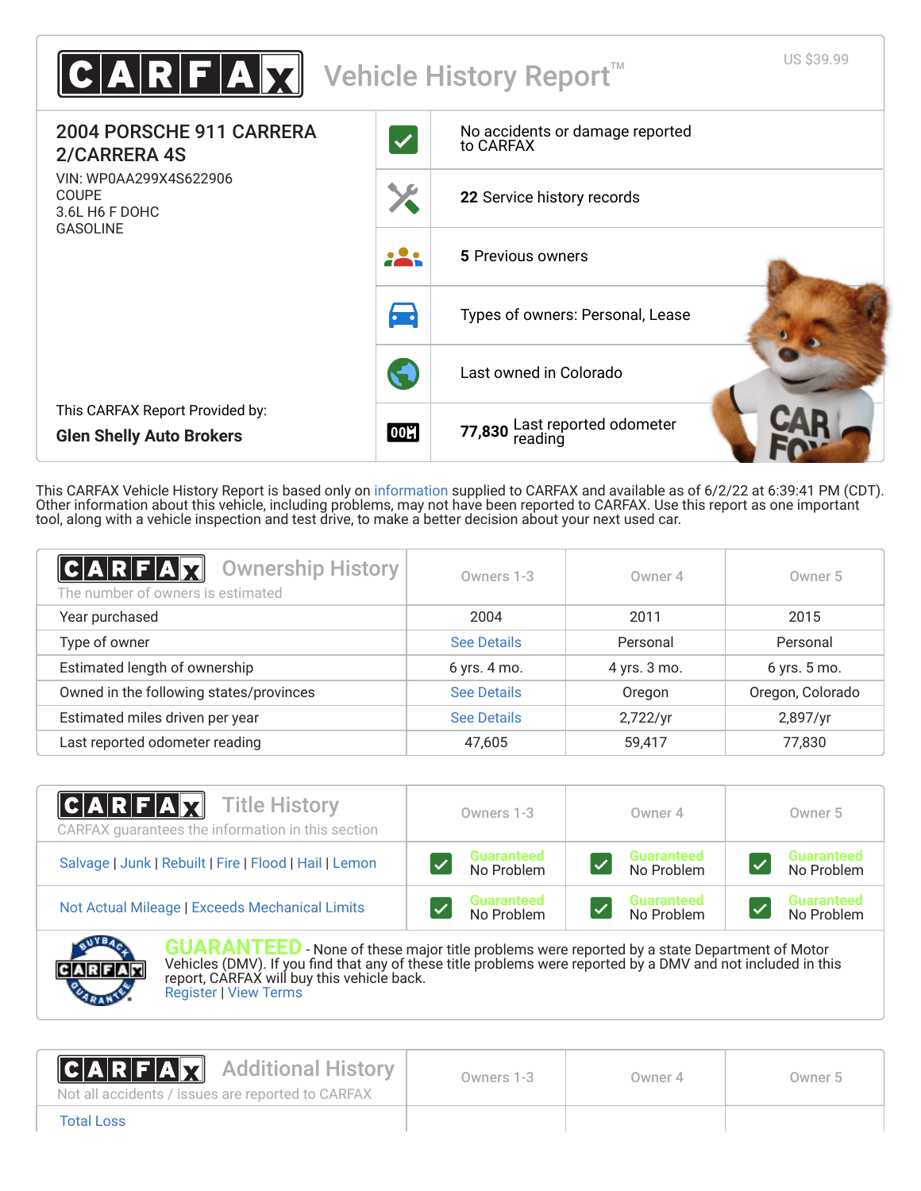# CARFAX Vehicle History Report™

US $39.99

**2004 PORSCHE 911 CARRERA 2/CARRERA 4S**

VIN: WP0AA299X4S622906
COUPE
3.6L H6 F DOHC
GASOLINE

This CARFAX Report Provided by:
**Glen Shelly Auto Brokers**

- No accidents or damage reported to CARFAX
- **22** Service history records
- **5** Previous owners
- Types of owners: Personal, Lease
- Last owned in Colorado
- **77,830** Last reported odometer reading

This CARFAX Vehicle History Report is based only on information supplied to CARFAX and available as of 6/2/22 at 6:39:41 PM (CDT). Other information about this vehicle, including problems, may not have been reported to CARFAX. Use this report as one important tool, along with a vehicle inspection and test drive, to make a better decision about your next used car.

## Ownership History

The number of owners is estimated

| | Owners 1-3 | Owner 4 | Owner 5 |
|---|---|---|---|
| Year purchased | 2004 | 2011 | 2015 |
| Type of owner | See Details | Personal | Personal |
| Estimated length of ownership | 6 yrs. 4 mo. | 4 yrs. 3 mo. | 6 yrs. 5 mo. |
| Owned in the following states/provinces | See Details | Oregon | Oregon, Colorado |
| Estimated miles driven per year | See Details | 2,722/yr | 2,897/yr |
| Last reported odometer reading | 47,605 | 59,417 | 77,830 |

## Title History

CARFAX guarantees the information in this section

| | Owners 1-3 | Owner 4 | Owner 5 |
|---|---|---|---|
| Salvage \| Junk \| Rebuilt \| Fire \| Flood \| Hail \| Lemon | Guaranteed No Problem | Guaranteed No Problem | Guaranteed No Problem |
| Not Actual Mileage \| Exceeds Mechanical Limits | Guaranteed No Problem | Guaranteed No Problem | Guaranteed No Problem |

**GUARANTEED** - None of these major title problems were reported by a state Department of Motor Vehicles (DMV). If you find that any of these title problems were reported by a DMV and not included in this report, CARFAX will buy this vehicle back.
Register | View Terms

## Additional History

Not all accidents / issues are reported to CARFAX

| | Owners 1-3 | Owner 4 | Owner 5 |
|---|---|---|---|
| Total Loss | | | |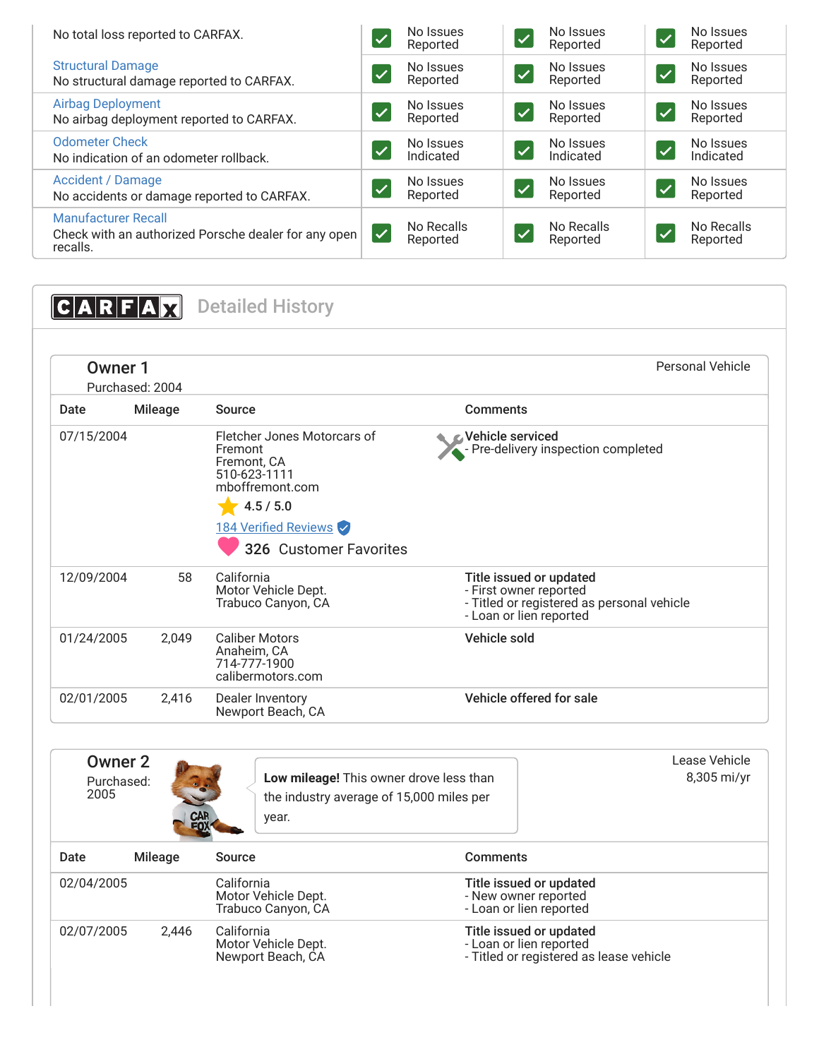| | | | |
|---|---|---|---|
| No total loss reported to CARFAX. | No Issues Reported | No Issues Reported | No Issues Reported |
| Structural Damage<br>No structural damage reported to CARFAX. | No Issues Reported | No Issues Reported | No Issues Reported |
| Airbag Deployment<br>No airbag deployment reported to CARFAX. | No Issues Reported | No Issues Reported | No Issues Reported |
| Odometer Check<br>No indication of an odometer rollback. | No Issues Indicated | No Issues Indicated | No Issues Indicated |
| Accident / Damage<br>No accidents or damage reported to CARFAX. | No Issues Reported | No Issues Reported | No Issues Reported |
| Manufacturer Recall<br>Check with an authorized Porsche dealer for any open recalls. | No Recalls Reported | No Recalls Reported | No Recalls Reported |

## CARFAX Detailed History

### Owner 1

Purchased: 2004

Personal Vehicle

| Date | Mileage | Source | Comments |
|---|---|---|---|
| 07/15/2004 | | Fletcher Jones Motorcars of Fremont<br>Fremont, CA<br>510-623-1111<br>mboffremont.com<br>4.5 / 5.0<br>184 Verified Reviews<br>326 Customer Favorites | **Vehicle serviced**<br>- Pre-delivery inspection completed |
| 12/09/2004 | 58 | California<br>Motor Vehicle Dept.<br>Trabuco Canyon, CA | **Title issued or updated**<br>- First owner reported<br>- Titled or registered as personal vehicle<br>- Loan or lien reported |
| 01/24/2005 | 2,049 | Caliber Motors<br>Anaheim, CA<br>714-777-1900<br>calibermotors.com | **Vehicle sold** |
| 02/01/2005 | 2,416 | Dealer Inventory<br>Newport Beach, CA | **Vehicle offered for sale** |

### Owner 2

Purchased: 2005

**Low mileage!** This owner drove less than the industry average of 15,000 miles per year.

Lease Vehicle
8,305 mi/yr

| Date | Mileage | Source | Comments |
|---|---|---|---|
| 02/04/2005 | | California<br>Motor Vehicle Dept.<br>Trabuco Canyon, CA | **Title issued or updated**<br>- New owner reported<br>- Loan or lien reported |
| 02/07/2005 | 2,446 | California<br>Motor Vehicle Dept.<br>Newport Beach, CA | **Title issued or updated**<br>- Loan or lien reported<br>- Titled or registered as lease vehicle |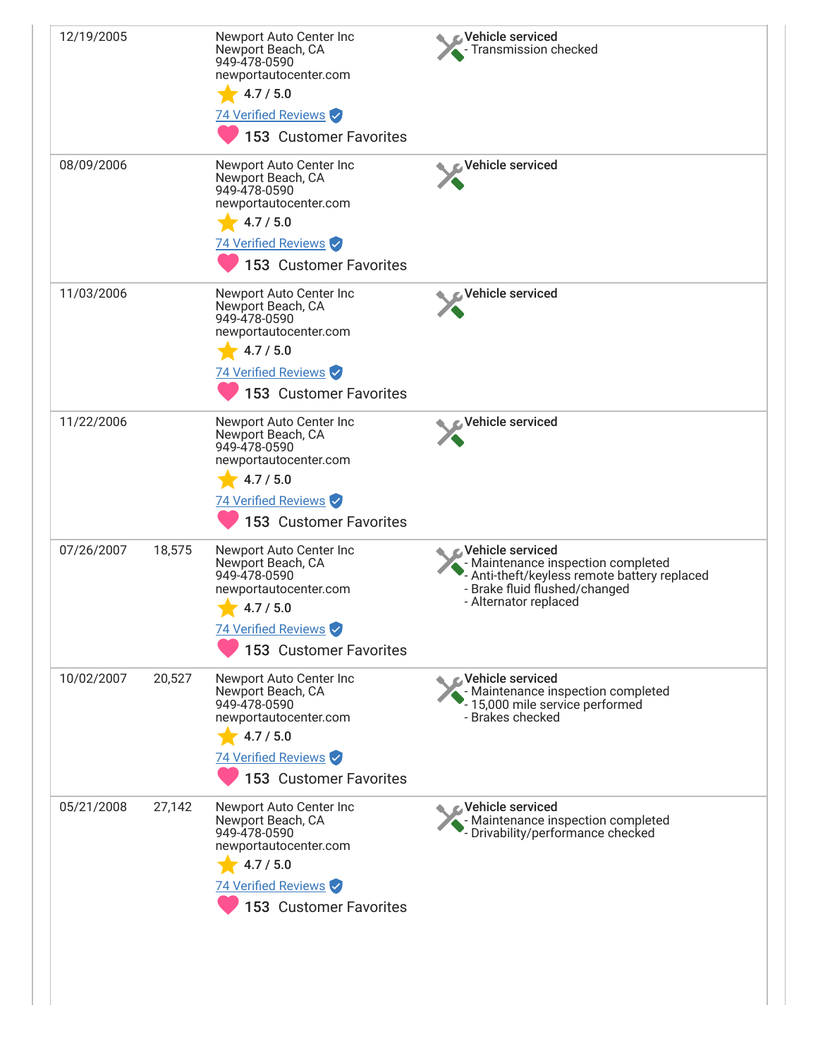| Date | Mileage | Source | Details |
|---|---|---|---|
| 12/19/2005 | | Newport Auto Center Inc<br>Newport Beach, CA<br>949-478-0590<br>newportautocenter.com<br>4.7 / 5.0<br>74 Verified Reviews<br>153 Customer Favorites | **Vehicle serviced**<br>- Transmission checked |
| 08/09/2006 | | Newport Auto Center Inc<br>Newport Beach, CA<br>949-478-0590<br>newportautocenter.com<br>4.7 / 5.0<br>74 Verified Reviews<br>153 Customer Favorites | **Vehicle serviced** |
| 11/03/2006 | | Newport Auto Center Inc<br>Newport Beach, CA<br>949-478-0590<br>newportautocenter.com<br>4.7 / 5.0<br>74 Verified Reviews<br>153 Customer Favorites | **Vehicle serviced** |
| 11/22/2006 | | Newport Auto Center Inc<br>Newport Beach, CA<br>949-478-0590<br>newportautocenter.com<br>4.7 / 5.0<br>74 Verified Reviews<br>153 Customer Favorites | **Vehicle serviced** |
| 07/26/2007 | 18,575 | Newport Auto Center Inc<br>Newport Beach, CA<br>949-478-0590<br>newportautocenter.com<br>4.7 / 5.0<br>74 Verified Reviews<br>153 Customer Favorites | **Vehicle serviced**<br>- Maintenance inspection completed<br>- Anti-theft/keyless remote battery replaced<br>- Brake fluid flushed/changed<br>- Alternator replaced |
| 10/02/2007 | 20,527 | Newport Auto Center Inc<br>Newport Beach, CA<br>949-478-0590<br>newportautocenter.com<br>4.7 / 5.0<br>74 Verified Reviews<br>153 Customer Favorites | **Vehicle serviced**<br>- Maintenance inspection completed<br>- 15,000 mile service performed<br>- Brakes checked |
| 05/21/2008 | 27,142 | Newport Auto Center Inc<br>Newport Beach, CA<br>949-478-0590<br>newportautocenter.com<br>4.7 / 5.0<br>74 Verified Reviews<br>153 Customer Favorites | **Vehicle serviced**<br>- Maintenance inspection completed<br>- Drivability/performance checked |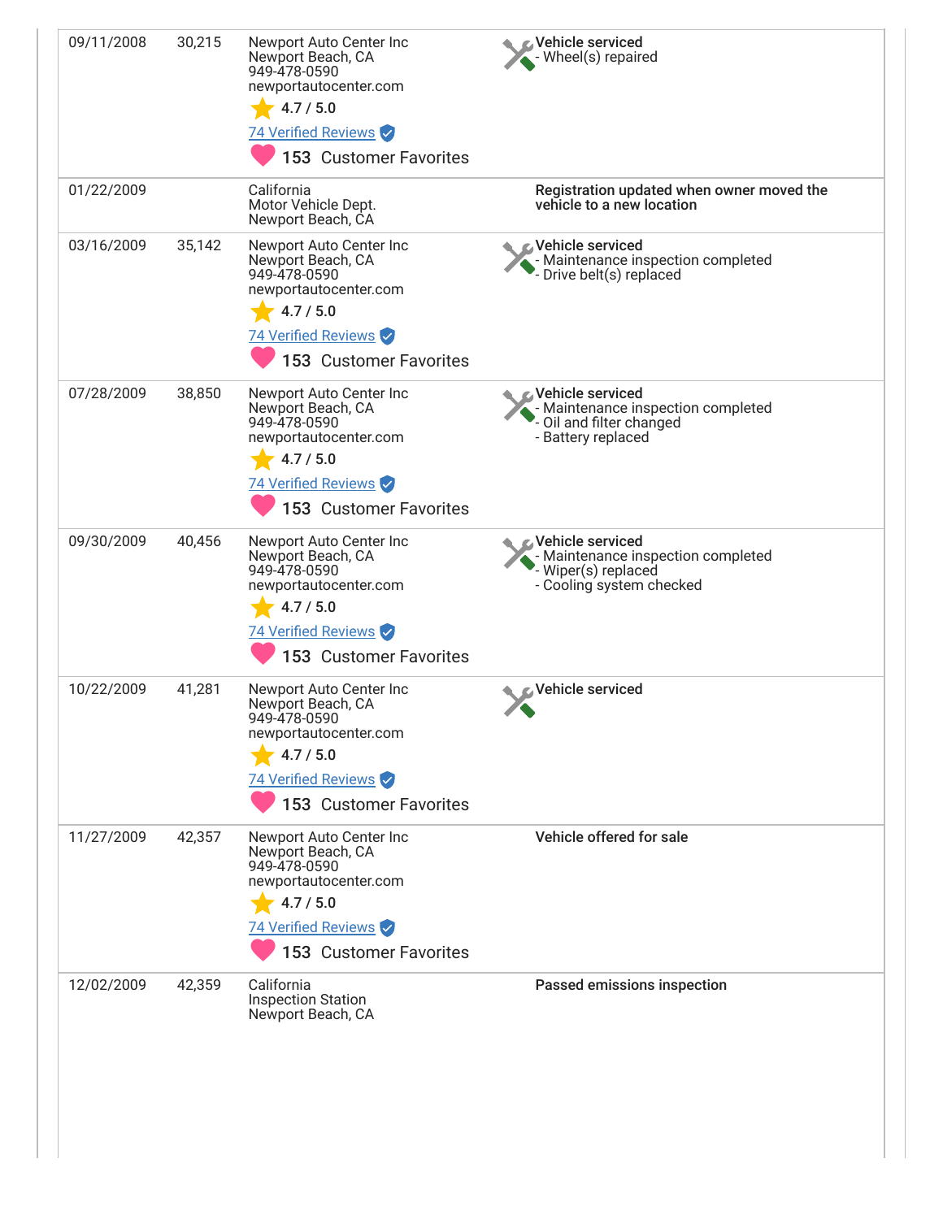| Date | Mileage | Source | Comments |
|---|---|---|---|
| 09/11/2008 | 30,215 | Newport Auto Center Inc<br>Newport Beach, CA<br>949-478-0590<br>newportautocenter.com<br>4.7 / 5.0<br>74 Verified Reviews<br>153 Customer Favorites | **Vehicle serviced**<br>- Wheel(s) repaired |
| 01/22/2009 | | California<br>Motor Vehicle Dept.<br>Newport Beach, CA | **Registration updated when owner moved the vehicle to a new location** |
| 03/16/2009 | 35,142 | Newport Auto Center Inc<br>Newport Beach, CA<br>949-478-0590<br>newportautocenter.com<br>4.7 / 5.0<br>74 Verified Reviews<br>153 Customer Favorites | **Vehicle serviced**<br>- Maintenance inspection completed<br>- Drive belt(s) replaced |
| 07/28/2009 | 38,850 | Newport Auto Center Inc<br>Newport Beach, CA<br>949-478-0590<br>newportautocenter.com<br>4.7 / 5.0<br>74 Verified Reviews<br>153 Customer Favorites | **Vehicle serviced**<br>- Maintenance inspection completed<br>- Oil and filter changed<br>- Battery replaced |
| 09/30/2009 | 40,456 | Newport Auto Center Inc<br>Newport Beach, CA<br>949-478-0590<br>newportautocenter.com<br>4.7 / 5.0<br>74 Verified Reviews<br>153 Customer Favorites | **Vehicle serviced**<br>- Maintenance inspection completed<br>- Wiper(s) replaced<br>- Cooling system checked |
| 10/22/2009 | 41,281 | Newport Auto Center Inc<br>Newport Beach, CA<br>949-478-0590<br>newportautocenter.com<br>4.7 / 5.0<br>74 Verified Reviews<br>153 Customer Favorites | **Vehicle serviced** |
| 11/27/2009 | 42,357 | Newport Auto Center Inc<br>Newport Beach, CA<br>949-478-0590<br>newportautocenter.com<br>4.7 / 5.0<br>74 Verified Reviews<br>153 Customer Favorites | **Vehicle offered for sale** |
| 12/02/2009 | 42,359 | California<br>Inspection Station<br>Newport Beach, CA | **Passed emissions inspection** |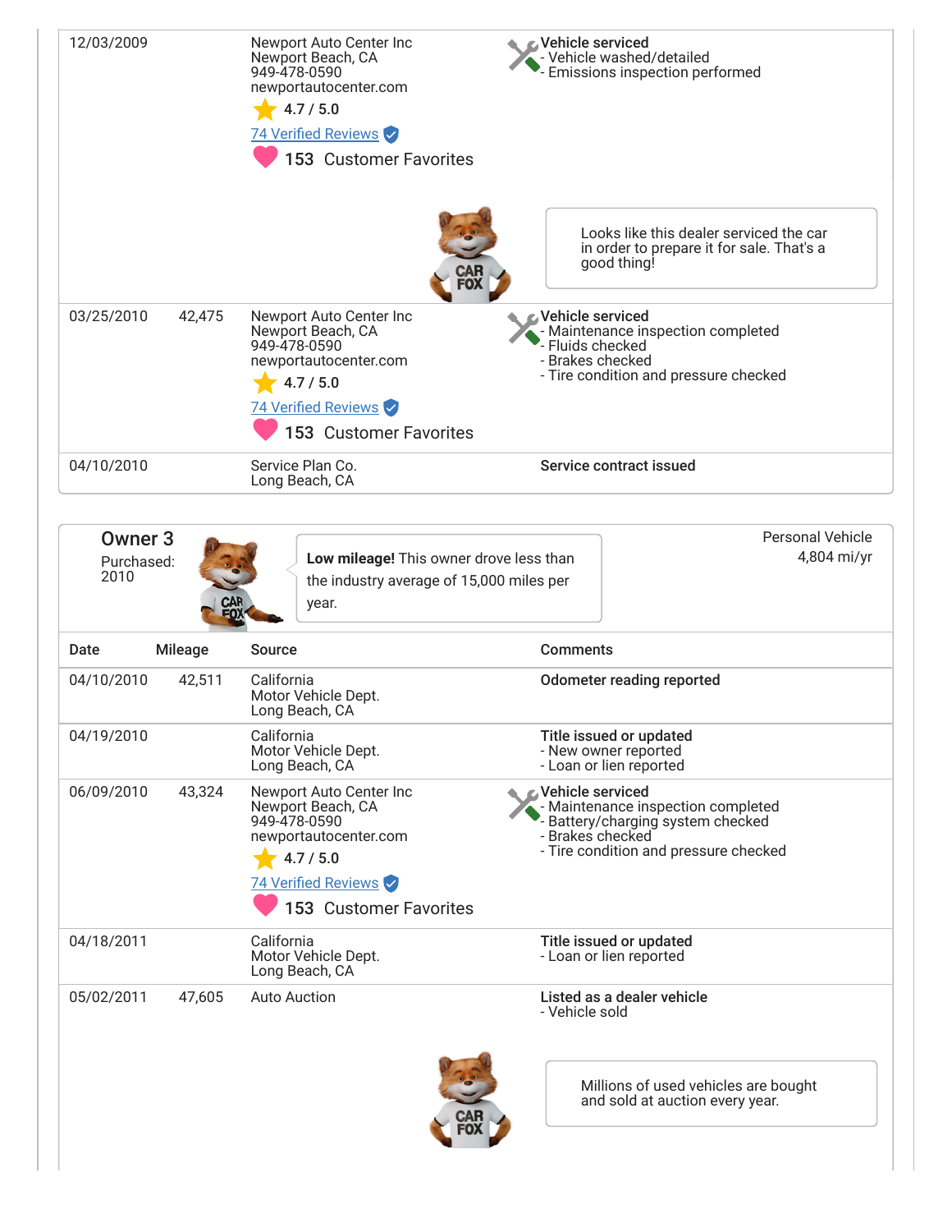| Date | Mileage | Source | Comments |
|---|---|---|---|
| 12/03/2009 | | Newport Auto Center Inc<br>Newport Beach, CA<br>949-478-0590<br>newportautocenter.com<br>4.7 / 5.0<br>74 Verified Reviews<br>153 Customer Favorites | **Vehicle serviced**<br>- Vehicle washed/detailed<br>- Emissions inspection performed |
| | | | Looks like this dealer serviced the car in order to prepare it for sale. That's a good thing! |
| 03/25/2010 | 42,475 | Newport Auto Center Inc<br>Newport Beach, CA<br>949-478-0590<br>newportautocenter.com<br>4.7 / 5.0<br>74 Verified Reviews<br>153 Customer Favorites | **Vehicle serviced**<br>- Maintenance inspection completed<br>- Fluids checked<br>- Brakes checked<br>- Tire condition and pressure checked |
| 04/10/2010 | | Service Plan Co.<br>Long Beach, CA | **Service contract issued** |

## Owner 3

Purchased: 2010

**Low mileage!** This owner drove less than the industry average of 15,000 miles per year.

Personal Vehicle
4,804 mi/yr

| Date | Mileage | Source | Comments |
|---|---|---|---|
| 04/10/2010 | 42,511 | California<br>Motor Vehicle Dept.<br>Long Beach, CA | **Odometer reading reported** |
| 04/19/2010 | | California<br>Motor Vehicle Dept.<br>Long Beach, CA | **Title issued or updated**<br>- New owner reported<br>- Loan or lien reported |
| 06/09/2010 | 43,324 | Newport Auto Center Inc<br>Newport Beach, CA<br>949-478-0590<br>newportautocenter.com<br>4.7 / 5.0<br>74 Verified Reviews<br>153 Customer Favorites | **Vehicle serviced**<br>- Maintenance inspection completed<br>- Battery/charging system checked<br>- Brakes checked<br>- Tire condition and pressure checked |
| 04/18/2011 | | California<br>Motor Vehicle Dept.<br>Long Beach, CA | **Title issued or updated**<br>- Loan or lien reported |
| 05/02/2011 | 47,605 | Auto Auction | **Listed as a dealer vehicle**<br>- Vehicle sold |
| | | | Millions of used vehicles are bought and sold at auction every year. |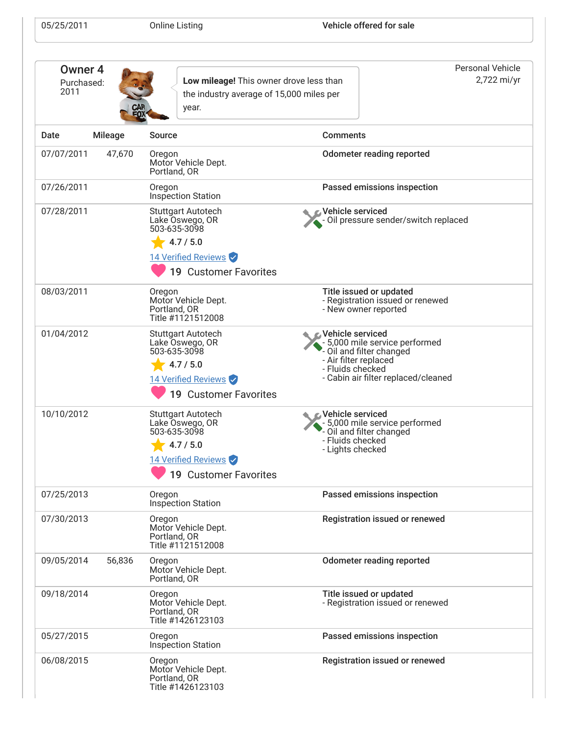| 05/25/2011 | | Online Listing | Vehicle offered for sale |
|---|---|---|---|

## Owner 4

Purchased: 2011

**Low mileage!** This owner drove less than the industry average of 15,000 miles per year.

Personal Vehicle
2,722 mi/yr

| Date | Mileage | Source | Comments |
|---|---|---|---|
| 07/07/2011 | 47,670 | Oregon Motor Vehicle Dept. Portland, OR | **Odometer reading reported** |
| 07/26/2011 | | Oregon Inspection Station | **Passed emissions inspection** |
| 07/28/2011 | | Stuttgart Autotech Lake Oswego, OR 503-635-3098 4.7 / 5.0 14 Verified Reviews 19 Customer Favorites | **Vehicle serviced** - Oil pressure sender/switch replaced |
| 08/03/2011 | | Oregon Motor Vehicle Dept. Portland, OR Title #1121512008 | **Title issued or updated** - Registration issued or renewed - New owner reported |
| 01/04/2012 | | Stuttgart Autotech Lake Oswego, OR 503-635-3098 4.7 / 5.0 14 Verified Reviews 19 Customer Favorites | **Vehicle serviced** - 5,000 mile service performed - Oil and filter changed - Air filter replaced - Fluids checked - Cabin air filter replaced/cleaned |
| 10/10/2012 | | Stuttgart Autotech Lake Oswego, OR 503-635-3098 4.7 / 5.0 14 Verified Reviews 19 Customer Favorites | **Vehicle serviced** - 5,000 mile service performed - Oil and filter changed - Fluids checked - Lights checked |
| 07/25/2013 | | Oregon Inspection Station | **Passed emissions inspection** |
| 07/30/2013 | | Oregon Motor Vehicle Dept. Portland, OR Title #1121512008 | **Registration issued or renewed** |
| 09/05/2014 | 56,836 | Oregon Motor Vehicle Dept. Portland, OR | **Odometer reading reported** |
| 09/18/2014 | | Oregon Motor Vehicle Dept. Portland, OR Title #1426123103 | **Title issued or updated** - Registration issued or renewed |
| 05/27/2015 | | Oregon Inspection Station | **Passed emissions inspection** |
| 06/08/2015 | | Oregon Motor Vehicle Dept. Portland, OR Title #1426123103 | **Registration issued or renewed** |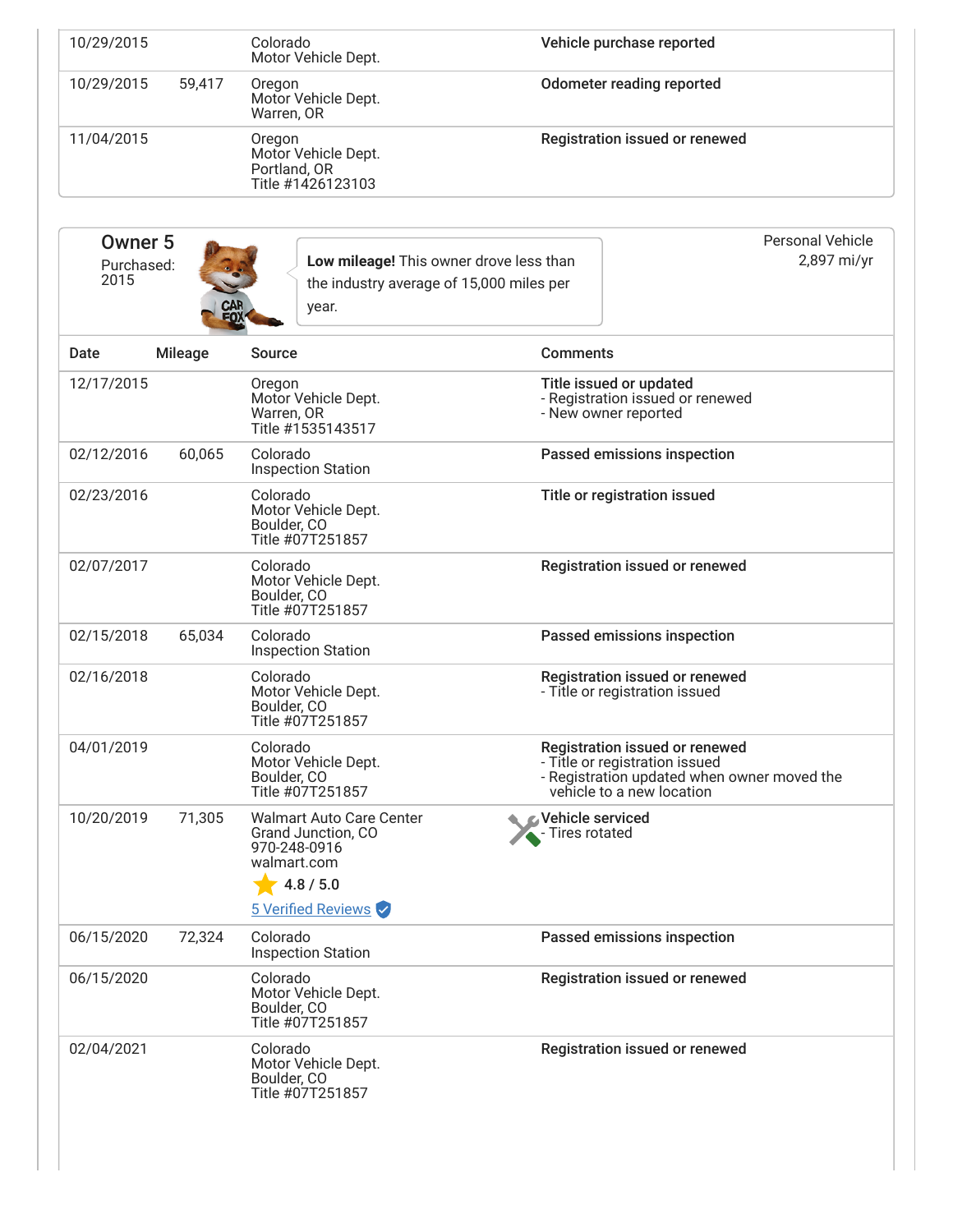| Date | Mileage | Source | Comments |
| --- | --- | --- | --- |
| 10/29/2015 | | Colorado Motor Vehicle Dept. | **Vehicle purchase reported** |
| 10/29/2015 | 59,417 | Oregon Motor Vehicle Dept. Warren, OR | **Odometer reading reported** |
| 11/04/2015 | | Oregon Motor Vehicle Dept. Portland, OR Title #1426123103 | **Registration issued or renewed** |

## Owner 5

Purchased: 2015

**Low mileage!** This owner drove less than the industry average of 15,000 miles per year.

Personal Vehicle
2,897 mi/yr

| Date | Mileage | Source | Comments |
| --- | --- | --- | --- |
| 12/17/2015 | | Oregon Motor Vehicle Dept. Warren, OR Title #1535143517 | **Title issued or updated** - Registration issued or renewed - New owner reported |
| 02/12/2016 | 60,065 | Colorado Inspection Station | **Passed emissions inspection** |
| 02/23/2016 | | Colorado Motor Vehicle Dept. Boulder, CO Title #07T251857 | **Title or registration issued** |
| 02/07/2017 | | Colorado Motor Vehicle Dept. Boulder, CO Title #07T251857 | **Registration issued or renewed** |
| 02/15/2018 | 65,034 | Colorado Inspection Station | **Passed emissions inspection** |
| 02/16/2018 | | Colorado Motor Vehicle Dept. Boulder, CO Title #07T251857 | **Registration issued or renewed** - Title or registration issued |
| 04/01/2019 | | Colorado Motor Vehicle Dept. Boulder, CO Title #07T251857 | **Registration issued or renewed** - Title or registration issued - Registration updated when owner moved the vehicle to a new location |
| 10/20/2019 | 71,305 | Walmart Auto Care Center Grand Junction, CO 970-248-0916 walmart.com 4.8 / 5.0 5 Verified Reviews | **Vehicle serviced** - Tires rotated |
| 06/15/2020 | 72,324 | Colorado Inspection Station | **Passed emissions inspection** |
| 06/15/2020 | | Colorado Motor Vehicle Dept. Boulder, CO Title #07T251857 | **Registration issued or renewed** |
| 02/04/2021 | | Colorado Motor Vehicle Dept. Boulder, CO Title #07T251857 | **Registration issued or renewed** |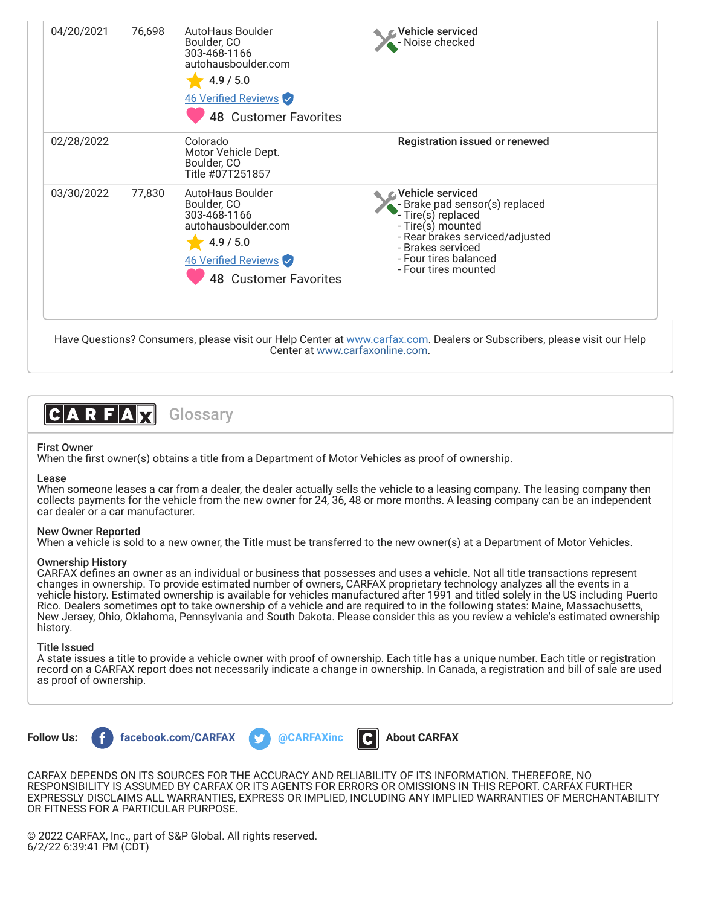| Date | Mileage | Source | Comments |
| --- | --- | --- | --- |
| 04/20/2021 | 76,698 | AutoHaus Boulder<br>Boulder, CO<br>303-468-1166<br>autohausboulder.com<br>4.9 / 5.0<br>46 Verified Reviews<br>48 Customer Favorites | **Vehicle serviced**<br>- Noise checked |
| 02/28/2022 | | Colorado<br>Motor Vehicle Dept.<br>Boulder, CO<br>Title #07T251857 | **Registration issued or renewed** |
| 03/30/2022 | 77,830 | AutoHaus Boulder<br>Boulder, CO<br>303-468-1166<br>autohausboulder.com<br>4.9 / 5.0<br>46 Verified Reviews<br>48 Customer Favorites | **Vehicle serviced**<br>- Brake pad sensor(s) replaced<br>- Tire(s) replaced<br>- Tire(s) mounted<br>- Rear brakes serviced/adjusted<br>- Brakes serviced<br>- Four tires balanced<br>- Four tires mounted |

Have Questions? Consumers, please visit our Help Center at www.carfax.com. Dealers or Subscribers, please visit our Help Center at www.carfaxonline.com.

## CARFAX Glossary

**First Owner**
When the first owner(s) obtains a title from a Department of Motor Vehicles as proof of ownership.

**Lease**
When someone leases a car from a dealer, the dealer actually sells the vehicle to a leasing company. The leasing company then collects payments for the vehicle from the new owner for 24, 36, 48 or more months. A leasing company can be an independent car dealer or a car manufacturer.

**New Owner Reported**
When a vehicle is sold to a new owner, the Title must be transferred to the new owner(s) at a Department of Motor Vehicles.

**Ownership History**
CARFAX defines an owner as an individual or business that possesses and uses a vehicle. Not all title transactions represent changes in ownership. To provide estimated number of owners, CARFAX proprietary technology analyzes all the events in a vehicle history. Estimated ownership is available for vehicles manufactured after 1991 and titled solely in the US including Puerto Rico. Dealers sometimes opt to take ownership of a vehicle and are required to in the following states: Maine, Massachusetts, New Jersey, Ohio, Oklahoma, Pennsylvania and South Dakota. Please consider this as you review a vehicle's estimated ownership history.

**Title Issued**
A state issues a title to provide a vehicle owner with proof of ownership. Each title has a unique number. Each title or registration record on a CARFAX report does not necessarily indicate a change in ownership. In Canada, a registration and bill of sale are used as proof of ownership.

**Follow Us:** facebook.com/CARFAX @CARFAXinc About CARFAX

CARFAX DEPENDS ON ITS SOURCES FOR THE ACCURACY AND RELIABILITY OF ITS INFORMATION. THEREFORE, NO RESPONSIBILITY IS ASSUMED BY CARFAX OR ITS AGENTS FOR ERRORS OR OMISSIONS IN THIS REPORT. CARFAX FURTHER EXPRESSLY DISCLAIMS ALL WARRANTIES, EXPRESS OR IMPLIED, INCLUDING ANY IMPLIED WARRANTIES OF MERCHANTABILITY OR FITNESS FOR A PARTICULAR PURPOSE.

© 2022 CARFAX, Inc., part of S&P Global. All rights reserved.
6/2/22 6:39:41 PM (CDT)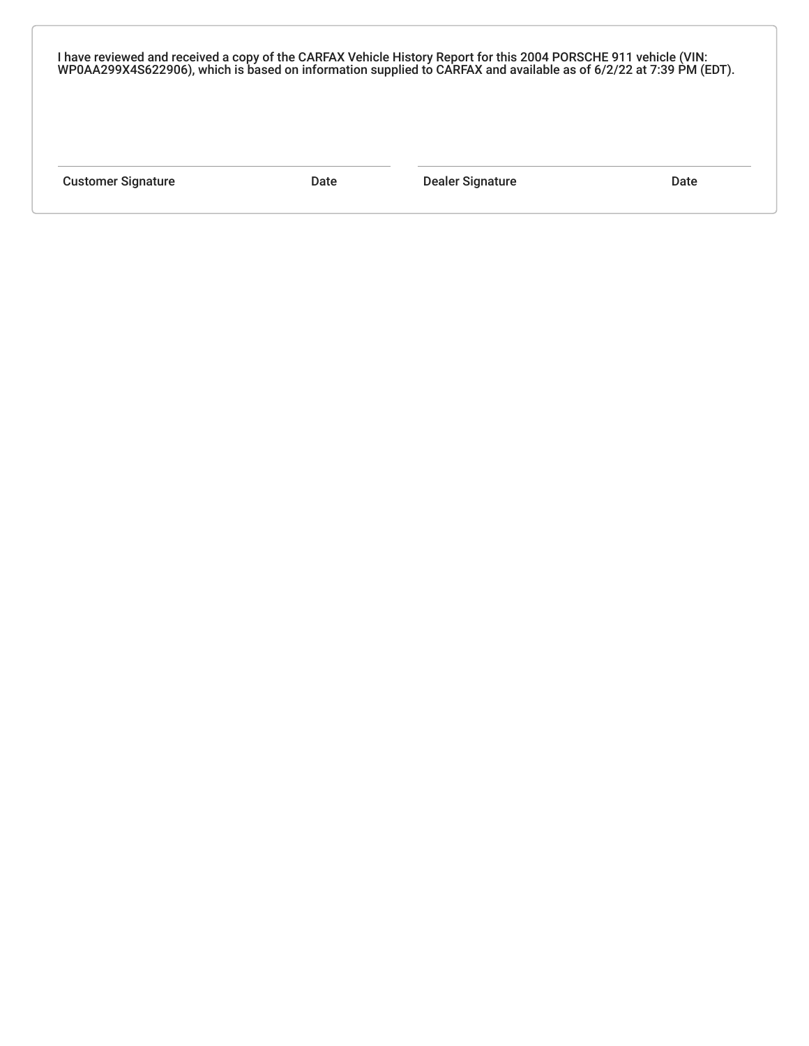I have reviewed and received a copy of the CARFAX Vehicle History Report for this 2004 PORSCHE 911 vehicle (VIN: WP0AA299X4S622906), which is based on information supplied to CARFAX and available as of 6/2/22 at 7:39 PM (EDT).

| | | | |
|---|---|---|---|
| Customer Signature | Date | Dealer Signature | Date |